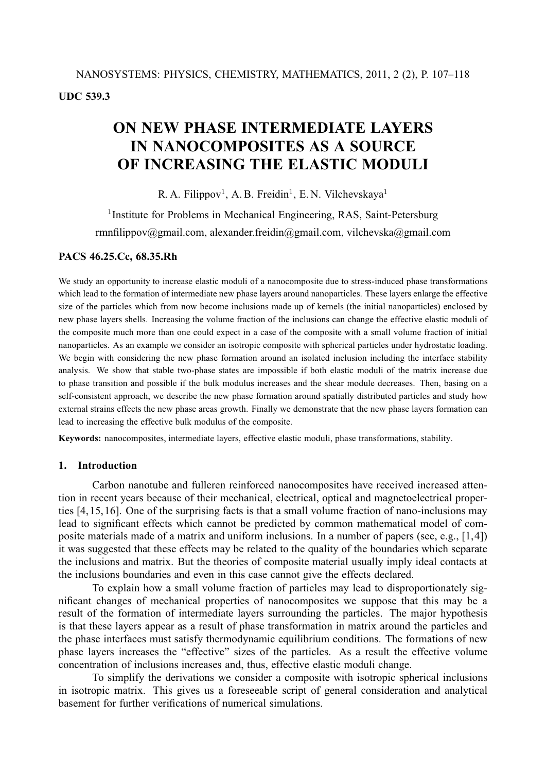UDC 539.3

# ON NEW PHASE INTERMEDIATE LAYERS IN NANOCOMPOSITES AS A SOURCE OF INCREASING THE ELASTIC MODULI

R. A. Filippov[1], A. B. Freidin[1], E. N. Vilchevskaya[1]

[1]Institute for Problems in Mechanical Engineering, RAS, Saint-Petersburg

rmnfilippov@gmail.com, alexander.freidin@gmail.com, vilchevska@gmail.com

**PACS 46.25.Cc, 68.35.Rh**

We study an opportunity to increase elastic moduli of a nanocomposite due to stress-induced phase transformations which lead to the formation of intermediate new phase layers around nanoparticles. These layers enlarge the effective size of the particles which from now become inclusions made up of kernels (the initial nanoparticles) enclosed by new phase layers shells. Increasing the volume fraction of the inclusions can change the effective elastic moduli of the composite much more than one could expect in a case of the composite with a small volume fraction of initial nanoparticles. As an example we consider an isotropic composite with spherical particles under hydrostatic loading. We begin with considering the new phase formation around an isolated inclusion including the interface stability analysis. We show that stable two-phase states are impossible if both elastic moduli of the matrix increase due to phase transition and possible if the bulk modulus increases and the shear module decreases. Then, basing on a self-consistent approach, we describe the new phase formation around spatially distributed particles and study how external strains effects the new phase areas growth. Finally we demonstrate that the new phase layers formation can lead to increasing the effective bulk modulus of the composite.

**Keywords:** nanocomposites, intermediate layers, effective elastic moduli, phase transformations, stability.

## 1. Introduction

Carbon nanotube and fulleren reinforced nanocomposites have received increased attention in recent years because of their mechanical, electrical, optical and magnetoelectrical properties [4, 15, 16]. One of the surprising facts is that a small volume fraction of nano-inclusions may lead to significant effects which cannot be predicted by common mathematical model of composite materials made of a matrix and uniform inclusions. In a number of papers (see, e.g., [1, 4]) it was suggested that these effects may be related to the quality of the boundaries which separate the inclusions and matrix. But the theories of composite material usually imply ideal contacts at the inclusions boundaries and even in this case cannot give the effects declared.

To explain how a small volume fraction of particles may lead to disproportionately significant changes of mechanical properties of nanocomposites we suppose that this may be a result of the formation of intermediate layers surrounding the particles. The major hypothesis is that these layers appear as a result of phase transformation in matrix around the particles and the phase interfaces must satisfy thermodynamic equilibrium conditions. The formations of new phase layers increases the "effective" sizes of the particles. As a result the effective volume concentration of inclusions increases and, thus, effective elastic moduli change.

To simplify the derivations we consider a composite with isotropic spherical inclusions in isotropic matrix. This gives us a foreseeable script of general consideration and analytical basement for further verifications of numerical simulations.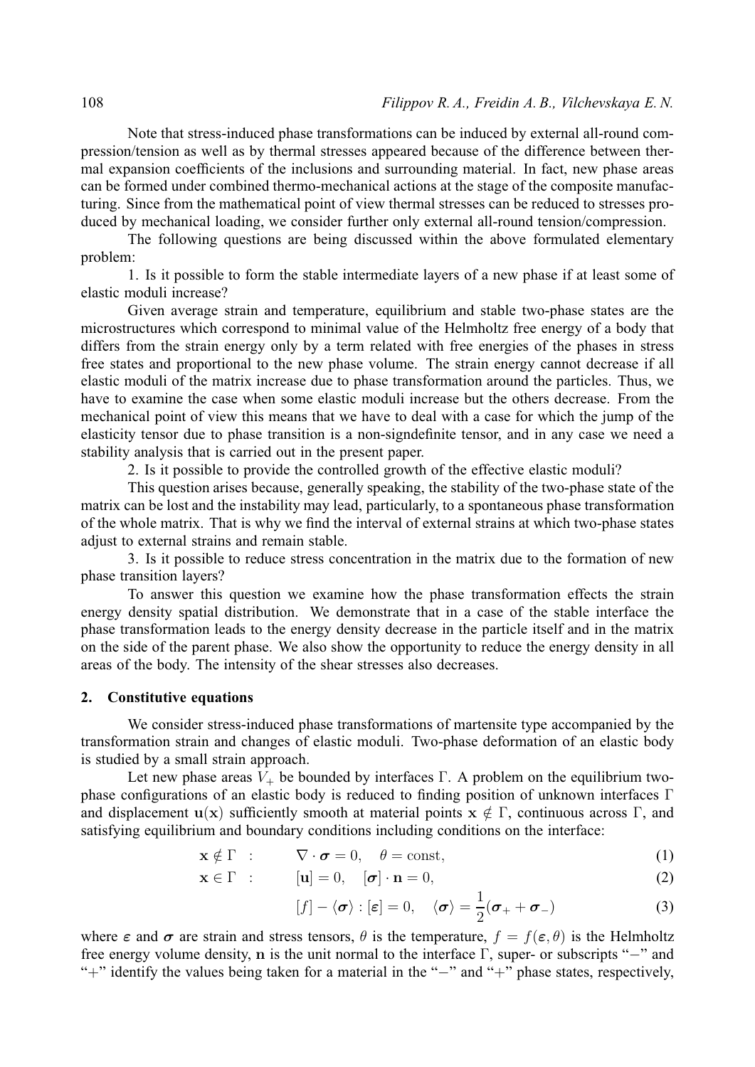Note that stress-induced phase transformations can be induced by external all-round compression/tension as well as by thermal stresses appeared because of the difference between thermal expansion coefficients of the inclusions and surrounding material. In fact, new phase areas can be formed under combined thermo-mechanical actions at the stage of the composite manufacturing. Since from the mathematical point of view thermal stresses can be reduced to stresses produced by mechanical loading, we consider further only external all-round tension/compression.

The following questions are being discussed within the above formulated elementary problem:

1. Is it possible to form the stable intermediate layers of a new phase if at least some of elastic moduli increase?

Given average strain and temperature, equilibrium and stable two-phase states are the microstructures which correspond to minimal value of the Helmholtz free energy of a body that differs from the strain energy only by a term related with free energies of the phases in stress free states and proportional to the new phase volume. The strain energy cannot decrease if all elastic moduli of the matrix increase due to phase transformation around the particles. Thus, we have to examine the case when some elastic moduli increase but the others decrease. From the mechanical point of view this means that we have to deal with a case for which the jump of the elasticity tensor due to phase transition is a non-signdefinite tensor, and in any case we need a stability analysis that is carried out in the present paper.

2. Is it possible to provide the controlled growth of the effective elastic moduli?

This question arises because, generally speaking, the stability of the two-phase state of the matrix can be lost and the instability may lead, particularly, to a spontaneous phase transformation of the whole matrix. That is why we find the interval of external strains at which two-phase states adjust to external strains and remain stable.

3. Is it possible to reduce stress concentration in the matrix due to the formation of new phase transition layers?

To answer this question we examine how the phase transformation effects the strain energy density spatial distribution. We demonstrate that in a case of the stable interface the phase transformation leads to the energy density decrease in the particle itself and in the matrix on the side of the parent phase. We also show the opportunity to reduce the energy density in all areas of the body. The intensity of the shear stresses also decreases.

## 2. Constitutive equations

We consider stress-induced phase transformations of martensite type accompanied by the transformation strain and changes of elastic moduli. Two-phase deformation of an elastic body is studied by a small strain approach.

Let new phase areas $V_+$ be bounded by interfaces $\Gamma$. A problem on the equilibrium two-phase configurations of an elastic body is reduced to finding position of unknown interfaces $\Gamma$ and displacement $\mathbf{u}(\mathbf{x})$ sufficiently smooth at material points $\mathbf{x} \notin \Gamma$, continuous across $\Gamma$, and satisfying equilibrium and boundary conditions including conditions on the interface:

$$\mathbf{x} \notin \Gamma \quad : \qquad \nabla \cdot \boldsymbol{\sigma} = 0, \quad \theta = \text{const}, \tag{1}$$

$$\mathbf{x} \in \Gamma \quad : \qquad [\mathbf{u}] = 0, \quad [\boldsymbol{\sigma}] \cdot \mathbf{n} = 0, \tag{2}$$

$$[f] - \langle \boldsymbol{\sigma} \rangle : [\boldsymbol{\varepsilon}] = 0, \quad \langle \boldsymbol{\sigma} \rangle = \frac{1}{2}(\boldsymbol{\sigma}_+ + \boldsymbol{\sigma}_-) \tag{3}$$

where $\boldsymbol{\varepsilon}$ and $\boldsymbol{\sigma}$ are strain and stress tensors, $\theta$ is the temperature, $f = f(\boldsymbol{\varepsilon}, \theta)$ is the Helmholtz free energy volume density, $\mathbf{n}$ is the unit normal to the interface $\Gamma$, super- or subscripts "$-$" and "$+$" identify the values being taken for a material in the "$-$" and "$+$" phase states, respectively,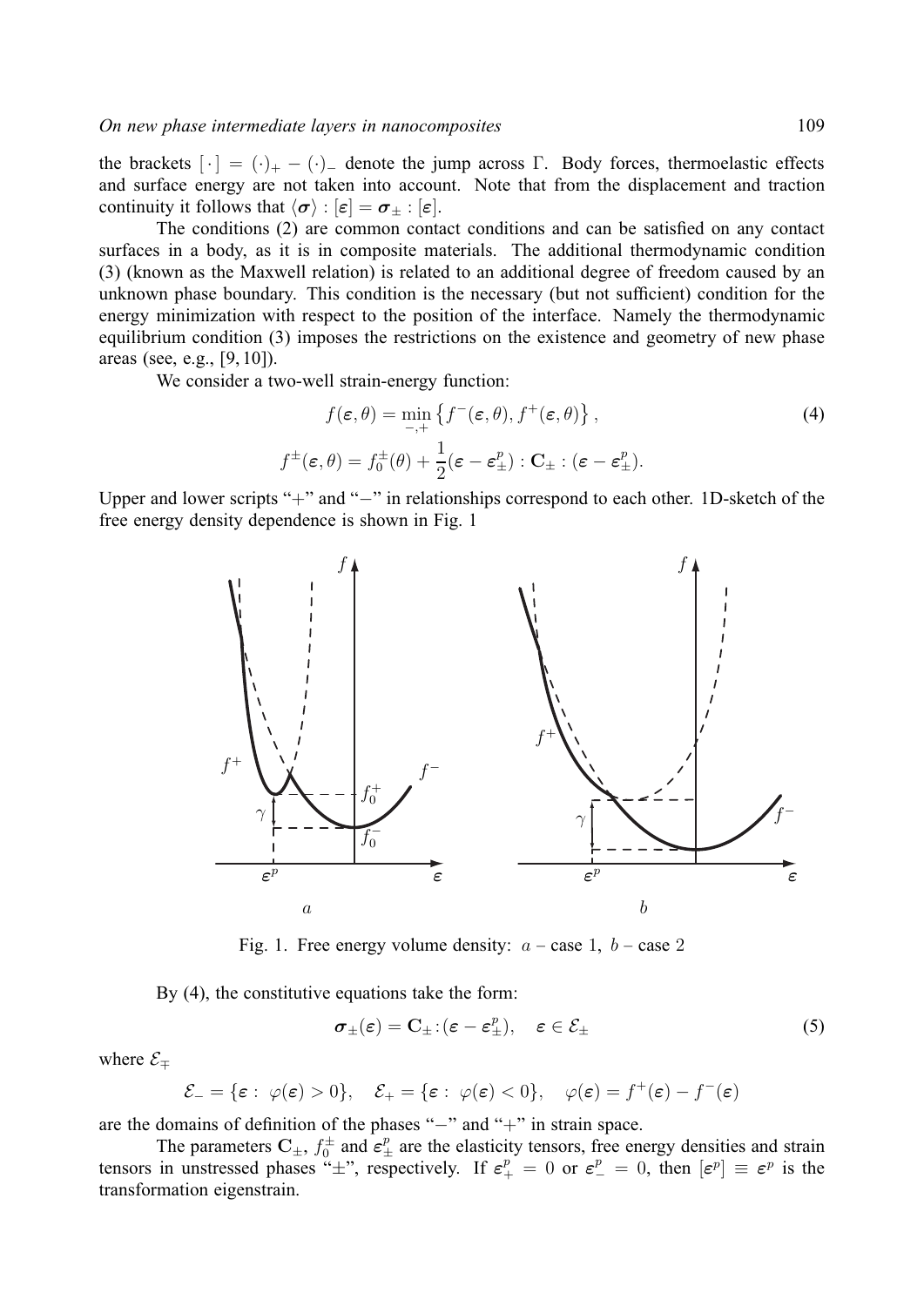the brackets $[\,\cdot\,] = (\cdot)_+ - (\cdot)_-$ denote the jump across $\Gamma$. Body forces, thermoelastic effects and surface energy are not taken into account. Note that from the displacement and traction continuity it follows that $\langle \boldsymbol{\sigma} \rangle : [\boldsymbol{\varepsilon}] = \boldsymbol{\sigma}_\pm : [\boldsymbol{\varepsilon}]$.

The conditions (2) are common contact conditions and can be satisfied on any contact surfaces in a body, as it is in composite materials. The additional thermodynamic condition (3) (known as the Maxwell relation) is related to an additional degree of freedom caused by an unknown phase boundary. This condition is the necessary (but not sufficient) condition for the energy minimization with respect to the position of the interface. Namely the thermodynamic equilibrium condition (3) imposes the restrictions on the existence and geometry of new phase areas (see, e.g., [9, 10]).

We consider a two-well strain-energy function:

$$f(\boldsymbol{\varepsilon}, \theta) = \min_{-,+} \left\{ f^-(\boldsymbol{\varepsilon}, \theta), f^+(\boldsymbol{\varepsilon}, \theta) \right\}, \tag{4}$$

$$f^\pm(\boldsymbol{\varepsilon}, \theta) = f_0^\pm(\theta) + \frac{1}{2}(\boldsymbol{\varepsilon} - \boldsymbol{\varepsilon}_\pm^p) : \mathbf{C}_\pm : (\boldsymbol{\varepsilon} - \boldsymbol{\varepsilon}_\pm^p).$$

Upper and lower scripts "+" and "−" in relationships correspond to each other. 1D-sketch of the free energy density dependence is shown in Fig. 1

Fig. 1. Free energy volume density: $a$ – case 1, $b$ – case 2

By (4), the constitutive equations take the form:

$$\boldsymbol{\sigma}_\pm(\boldsymbol{\varepsilon}) = \mathbf{C}_\pm : (\boldsymbol{\varepsilon} - \boldsymbol{\varepsilon}_\pm^p), \quad \boldsymbol{\varepsilon} \in \mathcal{E}_\pm \tag{5}$$

where $\mathcal{E}_\mp$

$$\mathcal{E}_- = \{\boldsymbol{\varepsilon} : \ \varphi(\boldsymbol{\varepsilon}) > 0\}, \quad \mathcal{E}_+ = \{\boldsymbol{\varepsilon} : \ \varphi(\boldsymbol{\varepsilon}) < 0\}, \quad \varphi(\boldsymbol{\varepsilon}) = f^+(\boldsymbol{\varepsilon}) - f^-(\boldsymbol{\varepsilon})$$

are the domains of definition of the phases "−" and "+" in strain space.

The parameters $\mathbf{C}_\pm$, $f_0^\pm$ and $\boldsymbol{\varepsilon}_\pm^p$ are the elasticity tensors, free energy densities and strain tensors in unstressed phases "±", respectively. If $\boldsymbol{\varepsilon}_+^p = 0$ or $\boldsymbol{\varepsilon}_-^p = 0$, then $[\boldsymbol{\varepsilon}^p] \equiv \boldsymbol{\varepsilon}^p$ is the transformation eigenstrain.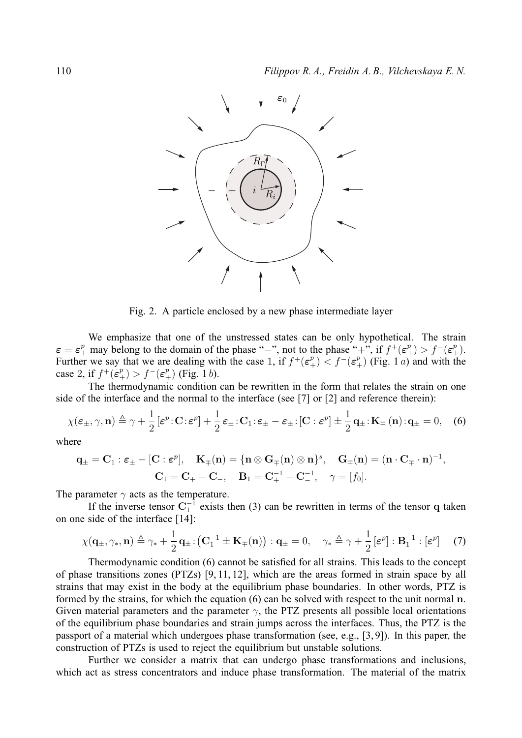Fig. 2. A particle enclosed by a new phase intermediate layer

We emphasize that one of the unstressed states can be only hypothetical. The strain $\varepsilon = \varepsilon^p_+$ may belong to the domain of the phase "$-$", not to the phase "$+$", if $f^+(\varepsilon^p_+) > f^-(\varepsilon^p_+)$. Further we say that we are dealing with the case 1, if $f^+(\varepsilon^p_+) < f^-(\varepsilon^p_+)$ (Fig. 1 *a*) and with the case 2, if $f^+(\varepsilon^p_+) > f^-(\varepsilon^p_+)$ (Fig. 1 *b*).

The thermodynamic condition can be rewritten in the form that relates the strain on one side of the interface and the normal to the interface (see [7] or [2] and reference therein):

$$\chi(\boldsymbol{\varepsilon}_\pm, \gamma, \mathbf{n}) \triangleq \gamma + \frac{1}{2}\,[\boldsymbol{\varepsilon}^p\!:\!\mathbf{C}\!:\!\boldsymbol{\varepsilon}^p] + \frac{1}{2}\,\boldsymbol{\varepsilon}_\pm\!:\!\mathbf{C}_1\!:\!\boldsymbol{\varepsilon}_\pm - \boldsymbol{\varepsilon}_\pm\!:\![\mathbf{C}:\boldsymbol{\varepsilon}^p] \pm \frac{1}{2}\,\mathbf{q}_\pm\!:\!\mathbf{K}_\mp(\mathbf{n})\!:\!\mathbf{q}_\pm = 0, \quad (6)$$

where

$$\mathbf{q}_\pm = \mathbf{C}_1 : \boldsymbol{\varepsilon}_\pm - [\mathbf{C}:\boldsymbol{\varepsilon}^p], \quad \mathbf{K}_\mp(\mathbf{n}) = \{\mathbf{n}\otimes\mathbf{G}_\mp(\mathbf{n})\otimes\mathbf{n}\}^s, \quad \mathbf{G}_\mp(\mathbf{n}) = (\mathbf{n}\cdot\mathbf{C}_\mp\cdot\mathbf{n})^{-1},$$
$$\mathbf{C}_1 = \mathbf{C}_+ - \mathbf{C}_-, \quad \mathbf{B}_1 = \mathbf{C}_+^{-1} - \mathbf{C}_-^{-1}, \quad \gamma = [f_0].$$

The parameter $\gamma$ acts as the temperature.

If the inverse tensor $\mathbf{C}_1^{-1}$ exists then (3) can be rewritten in terms of the tensor $\mathbf{q}$ taken on one side of the interface [14]:

$$\chi(\mathbf{q}_\pm, \gamma_*, \mathbf{n}) \triangleq \gamma_* + \frac{1}{2}\,\mathbf{q}_\pm\!:\!\left(\mathbf{C}_1^{-1} \pm \mathbf{K}_\mp(\mathbf{n})\right):\mathbf{q}_\pm = 0, \quad \gamma_* \triangleq \gamma + \frac{1}{2}\,[\boldsymbol{\varepsilon}^p] : \mathbf{B}_1^{-1} : [\boldsymbol{\varepsilon}^p] \quad (7)$$

Thermodynamic condition (6) cannot be satisfied for all strains. This leads to the concept of phase transitions zones (PTZs) [9, 11, 12], which are the areas formed in strain space by all strains that may exist in the body at the equilibrium phase boundaries. In other words, PTZ is formed by the strains, for which the equation (6) can be solved with respect to the unit normal $\mathbf{n}$. Given material parameters and the parameter $\gamma$, the PTZ presents all possible local orientations of the equilibrium phase boundaries and strain jumps across the interfaces. Thus, the PTZ is the passport of a material which undergoes phase transformation (see, e.g., [3, 9]). In this paper, the construction of PTZs is used to reject the equilibrium but unstable solutions.

Further we consider a matrix that can undergo phase transformations and inclusions, which act as stress concentrators and induce phase transformation. The material of the matrix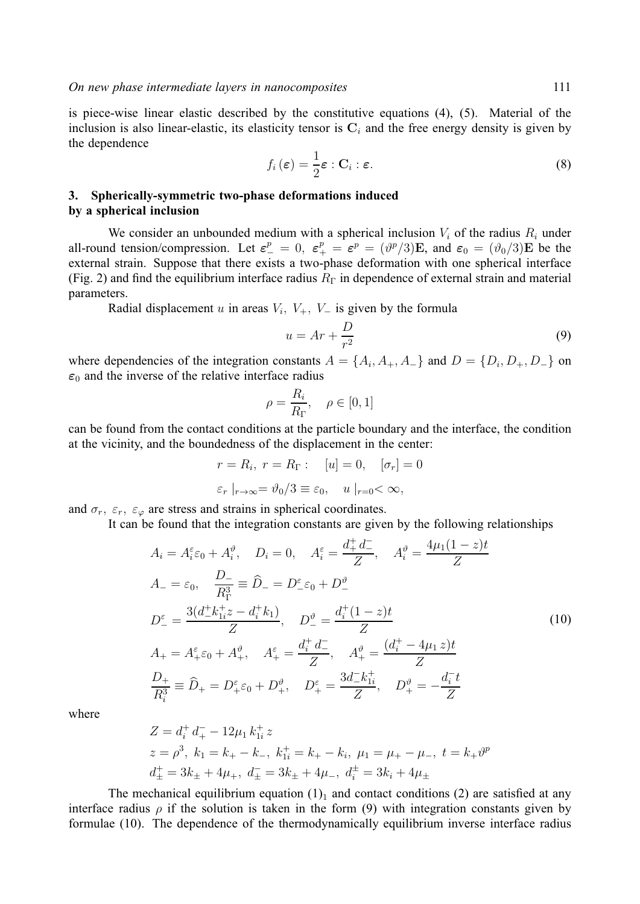is piece-wise linear elastic described by the constitutive equations (4), (5). Material of the inclusion is also linear-elastic, its elasticity tensor is $\mathbf{C}_i$ and the free energy density is given by the dependence

$$f_i(\boldsymbol{\varepsilon}) = \frac{1}{2}\boldsymbol{\varepsilon} : \mathbf{C}_i : \boldsymbol{\varepsilon}. \tag{8}$$

## 3. Spherically-symmetric two-phase deformations induced by a spherical inclusion

We consider an unbounded medium with a spherical inclusion $V_i$ of the radius $R_i$ under all-round tension/compression. Let $\boldsymbol{\varepsilon}_-^p = 0$, $\boldsymbol{\varepsilon}_+^p = \boldsymbol{\varepsilon}^p = (\vartheta^p/3)\mathbf{E}$, and $\boldsymbol{\varepsilon}_0 = (\vartheta_0/3)\mathbf{E}$ be the external strain. Suppose that there exists a two-phase deformation with one spherical interface (Fig. 2) and find the equilibrium interface radius $R_\Gamma$ in dependence of external strain and material parameters.

Radial displacement $u$ in areas $V_i$, $V_+$, $V_-$ is given by the formula

$$u = Ar + \frac{D}{r^2} \tag{9}$$

where dependencies of the integration constants $A = \{A_i, A_+, A_-\}$ and $D = \{D_i, D_+, D_-\}$ on $\varepsilon_0$ and the inverse of the relative interface radius

$$\rho = \frac{R_i}{R_\Gamma}, \quad \rho \in [0, 1]$$

can be found from the contact conditions at the particle boundary and the interface, the condition at the vicinity, and the boundedness of the displacement in the center:

$$r = R_i,\ r = R_\Gamma : \quad [u] = 0, \quad [\sigma_r] = 0$$

$$\varepsilon_r\mid_{r\to\infty} = \vartheta_0/3 \equiv \varepsilon_0, \quad u\mid_{r=0} < \infty,$$

and $\sigma_r$, $\varepsilon_r$, $\varepsilon_\varphi$ are stress and strains in spherical coordinates.

It can be found that the integration constants are given by the following relationships

$$
\begin{aligned}
&A_i = A_i^\varepsilon \varepsilon_0 + A_i^\vartheta, \quad D_i = 0, \quad A_i^\varepsilon = \frac{d_+^+ d_-^-}{Z}, \quad A_i^\vartheta = \frac{4\mu_1(1-z)t}{Z} \\
&A_- = \varepsilon_0, \quad \frac{D_-}{R_\Gamma^3} \equiv \widehat{D}_- = D_-^\varepsilon \varepsilon_0 + D_-^\vartheta \\
&D_-^\varepsilon = \frac{3(d_-^+ k_{1i}^+ z - d_i^+ k_1)}{Z}, \quad D_-^\vartheta = \frac{d_i^+(1-z)t}{Z} \\
&A_+ = A_+^\varepsilon \varepsilon_0 + A_+^\vartheta, \quad A_+^\varepsilon = \frac{d_i^+ d_-^-}{Z}, \quad A_+^\vartheta = \frac{(d_i^+ - 4\mu_1 z)t}{Z} \\
&\frac{D_+}{R_i^3} \equiv \widehat{D}_+ = D_+^\varepsilon \varepsilon_0 + D_+^\vartheta, \quad D_+^\varepsilon = \frac{3d_-^- k_{1i}^+}{Z}, \quad D_+^\vartheta = -\frac{d_i^- t}{Z}
\end{aligned}
\tag{10}
$$

where

$$
\begin{aligned}
&Z = d_i^+ d_+^- - 12\mu_1 k_{1i}^+ z \\
&z = \rho^3,\ k_1 = k_+ - k_-,\ k_{1i}^+ = k_+ - k_i,\ \mu_1 = \mu_+ - \mu_-,\ t = k_+\vartheta^p \\
&d_\pm^+ = 3k_\pm + 4\mu_+,\ d_\pm^- = 3k_\pm + 4\mu_-,\ d_i^\pm = 3k_i + 4\mu_\pm
\end{aligned}
$$

The mechanical equilibrium equation $(1)_1$ and contact conditions (2) are satisfied at any interface radius $\rho$ if the solution is taken in the form (9) with integration constants given by formulae (10). The dependence of the thermodynamically equilibrium inverse interface radius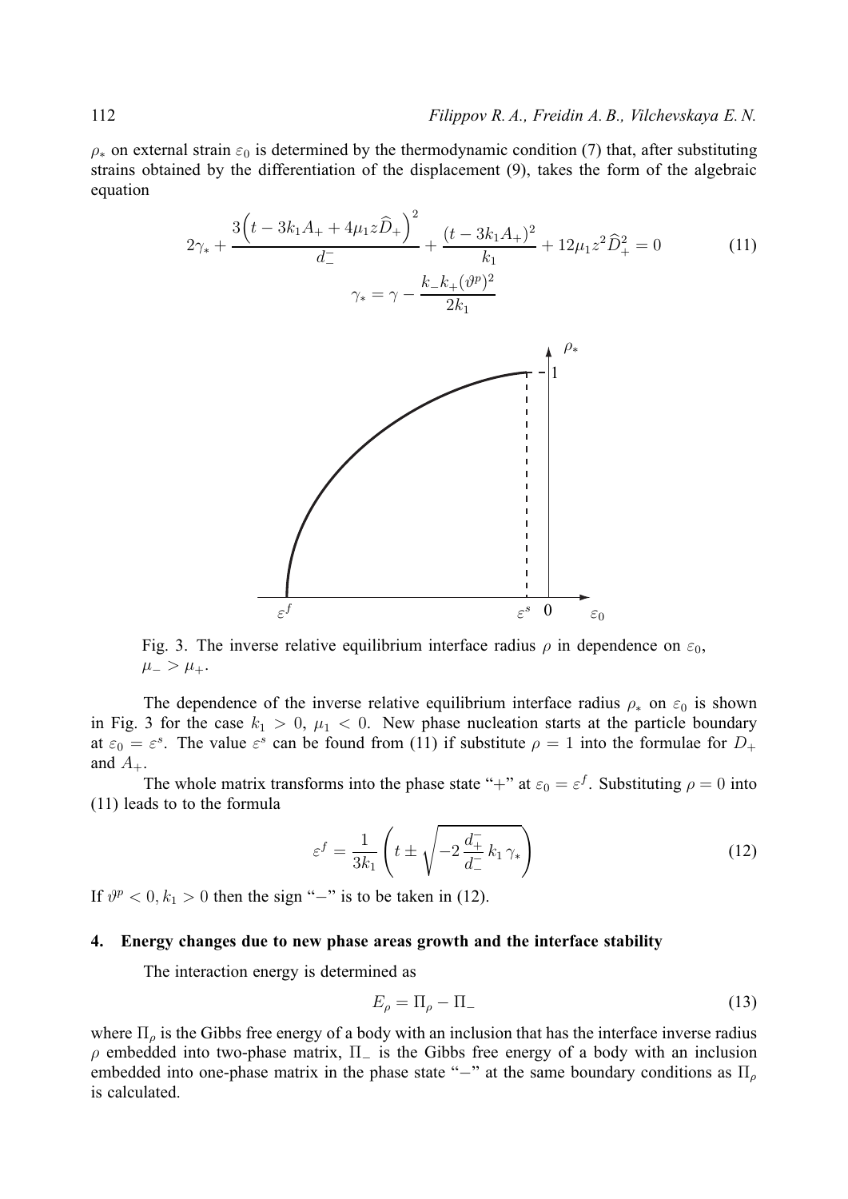$\rho_*$ on external strain $\varepsilon_0$ is determined by the thermodynamic condition (7) that, after substituting strains obtained by the differentiation of the displacement (9), takes the form of the algebraic equation

$$2\gamma_* + \frac{3\left(t - 3k_1 A_+ + 4\mu_1 z \widehat{D}_+\right)^2}{d_-^-} + \frac{(t - 3k_1 A_+)^2}{k_1} + 12\mu_1 z^2 \widehat{D}_+^2 = 0 \tag{11}$$

$$\gamma_* = \gamma - \frac{k_- k_+ (\vartheta^p)^2}{2k_1}$$

Fig. 3. The inverse relative equilibrium interface radius $\rho$ in dependence on $\varepsilon_0$, $\mu_- > \mu_+$.

The dependence of the inverse relative equilibrium interface radius $\rho_*$ on $\varepsilon_0$ is shown in Fig. 3 for the case $k_1 > 0$, $\mu_1 < 0$. New phase nucleation starts at the particle boundary at $\varepsilon_0 = \varepsilon^s$. The value $\varepsilon^s$ can be found from (11) if substitute $\rho = 1$ into the formulae for $D_+$ and $A_+$.

The whole matrix transforms into the phase state "+" at $\varepsilon_0 = \varepsilon^f$. Substituting $\rho = 0$ into (11) leads to to the formula

$$\varepsilon^f = \frac{1}{3k_1}\left(t \pm \sqrt{-2\,\frac{d_+^-}{d_-^-}\,k_1\,\gamma_*}\right) \tag{12}$$

If $\vartheta^p < 0, k_1 > 0$ then the sign "$-$" is to be taken in (12).

## 4. Energy changes due to new phase areas growth and the interface stability

The interaction energy is determined as

$$E_\rho = \Pi_\rho - \Pi_- \tag{13}$$

where $\Pi_\rho$ is the Gibbs free energy of a body with an inclusion that has the interface inverse radius $\rho$ embedded into two-phase matrix, $\Pi_-$ is the Gibbs free energy of a body with an inclusion embedded into one-phase matrix in the phase state "$-$" at the same boundary conditions as $\Pi_\rho$ is calculated.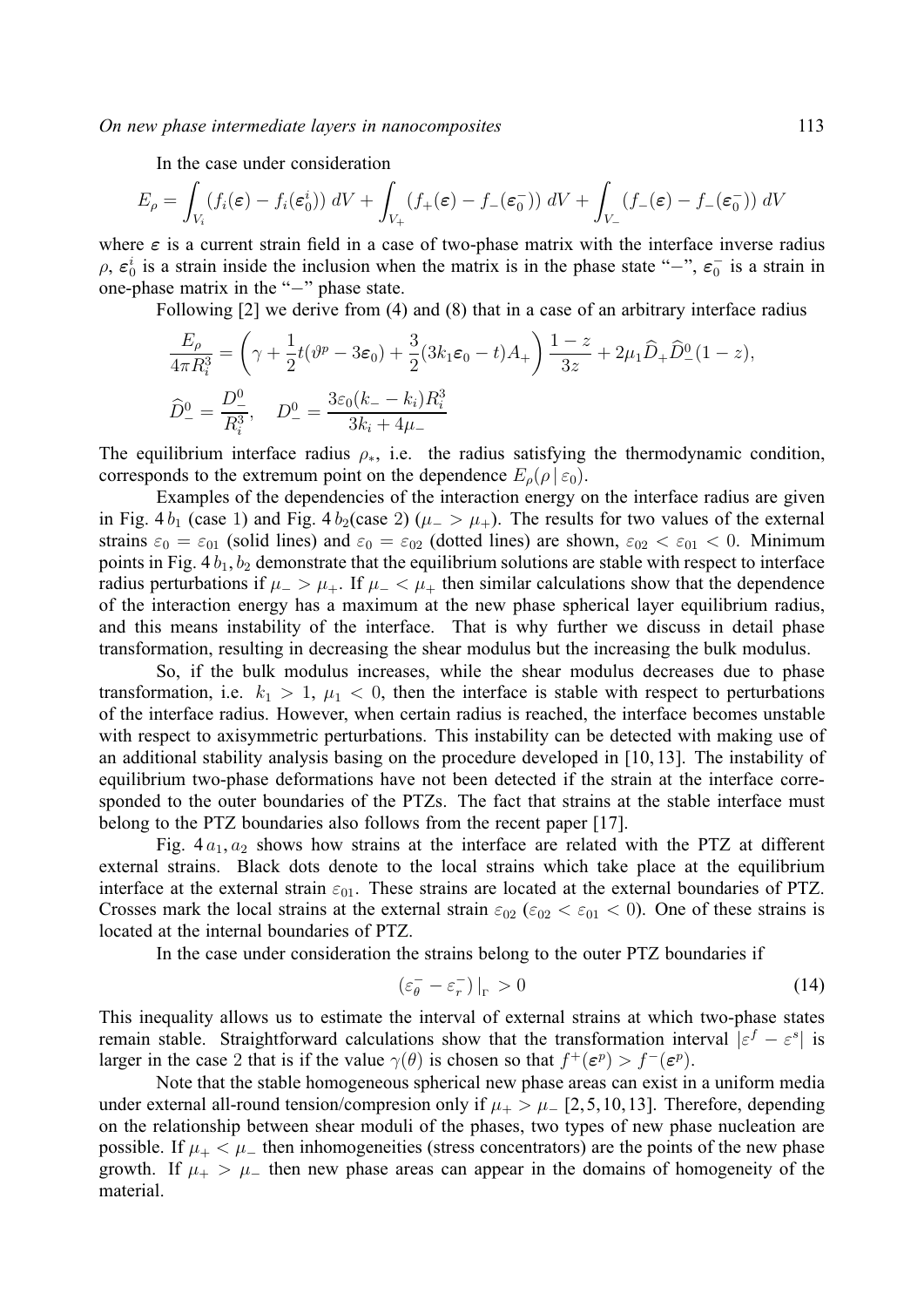In the case under consideration

$$E_\rho = \int_{V_i} (f_i(\boldsymbol{\varepsilon}) - f_i(\boldsymbol{\varepsilon}_0^i))\, dV + \int_{V_+} (f_+(\boldsymbol{\varepsilon}) - f_-(\boldsymbol{\varepsilon}_0^-))\, dV + \int_{V_-} (f_-(\boldsymbol{\varepsilon}) - f_-(\boldsymbol{\varepsilon}_0^-))\, dV$$

where $\boldsymbol{\varepsilon}$ is a current strain field in a case of two-phase matrix with the interface inverse radius $\rho$, $\boldsymbol{\varepsilon}_0^i$ is a strain inside the inclusion when the matrix is in the phase state "$-$", $\boldsymbol{\varepsilon}_0^-$ is a strain in one-phase matrix in the "$-$" phase state.

Following [2] we derive from (4) and (8) that in a case of an arbitrary interface radius

$$\frac{E_\rho}{4\pi R_i^3} = \left(\gamma + \frac{1}{2}t(\vartheta^p - 3\boldsymbol{\varepsilon}_0) + \frac{3}{2}(3k_1\boldsymbol{\varepsilon}_0 - t)A_+\right)\frac{1-z}{3z} + 2\mu_1 \widehat{D}_+ \widehat{D}_-^0 (1-z),$$

$$\widehat{D}_-^0 = \frac{D_-^0}{R_i^3}, \quad D_-^0 = \frac{3\varepsilon_0(k_- - k_i)R_i^3}{3k_i + 4\mu_-}$$

The equilibrium interface radius $\rho_*$, i.e. the radius satisfying the thermodynamic condition, corresponds to the extremum point on the dependence $E_\rho(\rho \,|\, \varepsilon_0)$.

Examples of the dependencies of the interaction energy on the interface radius are given in Fig. 4 $b_1$ (case 1) and Fig. 4 $b_2$(case 2) ($\mu_- > \mu_+$). The results for two values of the external strains $\varepsilon_0 = \varepsilon_{01}$ (solid lines) and $\varepsilon_0 = \varepsilon_{02}$ (dotted lines) are shown, $\varepsilon_{02} < \varepsilon_{01} < 0$. Minimum points in Fig. 4 $b_1, b_2$ demonstrate that the equilibrium solutions are stable with respect to interface radius perturbations if $\mu_- > \mu_+$. If $\mu_- < \mu_+$ then similar calculations show that the dependence of the interaction energy has a maximum at the new phase spherical layer equilibrium radius, and this means instability of the interface. That is why further we discuss in detail phase transformation, resulting in decreasing the shear modulus but the increasing the bulk modulus.

So, if the bulk modulus increases, while the shear modulus decreases due to phase transformation, i.e. $k_1 > 1$, $\mu_1 < 0$, then the interface is stable with respect to perturbations of the interface radius. However, when certain radius is reached, the interface becomes unstable with respect to axisymmetric perturbations. This instability can be detected with making use of an additional stability analysis basing on the procedure developed in [10, 13]. The instability of equilibrium two-phase deformations have not been detected if the strain at the interface corresponded to the outer boundaries of the PTZs. The fact that strains at the stable interface must belong to the PTZ boundaries also follows from the recent paper [17].

Fig. 4 $a_1, a_2$ shows how strains at the interface are related with the PTZ at different external strains. Black dots denote to the local strains which take place at the equilibrium interface at the external strain $\varepsilon_{01}$. These strains are located at the external boundaries of PTZ. Crosses mark the local strains at the external strain $\varepsilon_{02}$ ($\varepsilon_{02} < \varepsilon_{01} < 0$). One of these strains is located at the internal boundaries of PTZ.

In the case under consideration the strains belong to the outer PTZ boundaries if

$$(\varepsilon_\theta^- - \varepsilon_r^-)\,|_\Gamma > 0 \tag{14}$$

This inequality allows us to estimate the interval of external strains at which two-phase states remain stable. Straightforward calculations show that the transformation interval $|\varepsilon^f - \varepsilon^s|$ is larger in the case 2 that is if the value $\gamma(\theta)$ is chosen so that $f^+(\boldsymbol{\varepsilon}^p) > f^-(\boldsymbol{\varepsilon}^p)$.

Note that the stable homogeneous spherical new phase areas can exist in a uniform media under external all-round tension/compresion only if $\mu_+ > \mu_-$ [2, 5, 10, 13]. Therefore, depending on the relationship between shear moduli of the phases, two types of new phase nucleation are possible. If $\mu_+ < \mu_-$ then inhomogeneities (stress concentrators) are the points of the new phase growth. If $\mu_+ > \mu_-$ then new phase areas can appear in the domains of homogeneity of the material.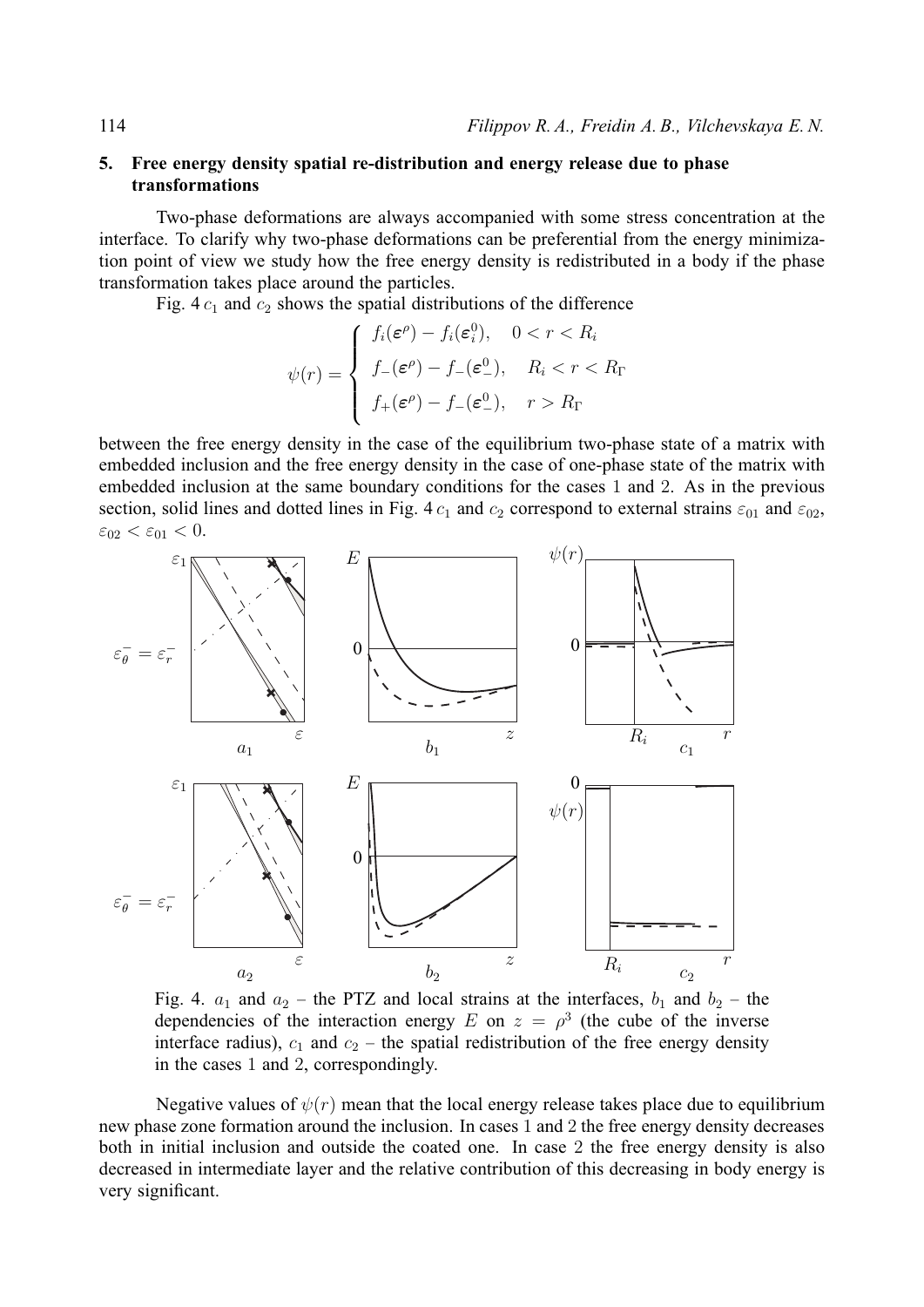## 5. Free energy density spatial re-distribution and energy release due to phase transformations

Two-phase deformations are always accompanied with some stress concentration at the interface. To clarify why two-phase deformations can be preferential from the energy minimization point of view we study how the free energy density is redistributed in a body if the phase transformation takes place around the particles.

Fig. 4 $c_1$ and $c_2$ shows the spatial distributions of the difference

$$\psi(r) = \begin{cases} f_i(\boldsymbol{\varepsilon}^\rho) - f_i(\boldsymbol{\varepsilon}_i^0), & 0 < r < R_i \\ f_-(\boldsymbol{\varepsilon}^\rho) - f_-(\boldsymbol{\varepsilon}_-^0), & R_i < r < R_\Gamma \\ f_+(\boldsymbol{\varepsilon}^\rho) - f_-(\boldsymbol{\varepsilon}_-^0), & r > R_\Gamma \end{cases}$$

between the free energy density in the case of the equilibrium two-phase state of a matrix with embedded inclusion and the free energy density in the case of one-phase state of the matrix with embedded inclusion at the same boundary conditions for the cases 1 and 2. As in the previous section, solid lines and dotted lines in Fig. 4 $c_1$ and $c_2$ correspond to external strains $\varepsilon_{01}$ and $\varepsilon_{02}$, $\varepsilon_{02} < \varepsilon_{01} < 0$.

Fig. 4. $a_1$ and $a_2$ – the PTZ and local strains at the interfaces, $b_1$ and $b_2$ – the dependencies of the interaction energy $E$ on $z = \rho^3$ (the cube of the inverse interface radius), $c_1$ and $c_2$ – the spatial redistribution of the free energy density in the cases 1 and 2, correspondingly.

Negative values of $\psi(r)$ mean that the local energy release takes place due to equilibrium new phase zone formation around the inclusion. In cases 1 and 2 the free energy density decreases both in initial inclusion and outside the coated one. In case 2 the free energy density is also decreased in intermediate layer and the relative contribution of this decreasing in body energy is very significant.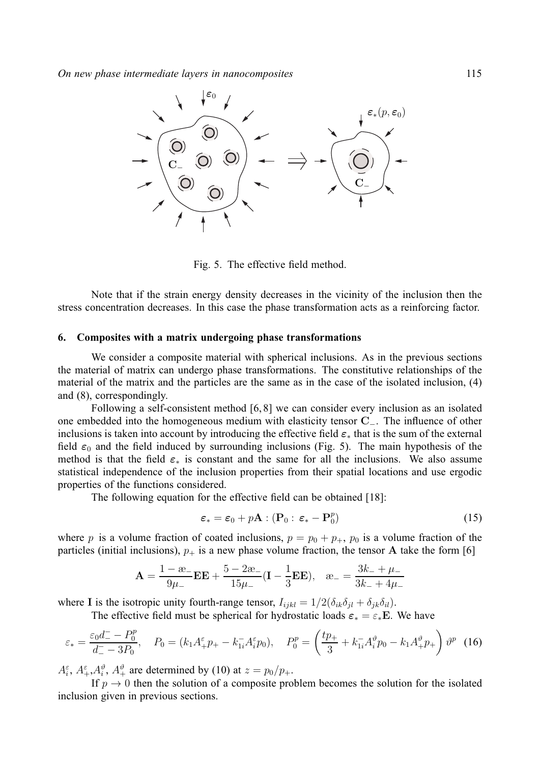Fig. 5. The effective field method.

Note that if the strain energy density decreases in the vicinity of the inclusion then the stress concentration decreases. In this case the phase transformation acts as a reinforcing factor.

## 6. Composites with a matrix undergoing phase transformations

We consider a composite material with spherical inclusions. As in the previous sections the material of matrix can undergo phase transformations. The constitutive relationships of the material of the matrix and the particles are the same as in the case of the isolated inclusion, (4) and (8), correspondingly.

Following a self-consistent method [6, 8] we can consider every inclusion as an isolated one embedded into the homogeneous medium with elasticity tensor $\mathbf{C}_-$. The influence of other inclusions is taken into account by introducing the effective field $\boldsymbol{\varepsilon}_*$ that is the sum of the external field $\boldsymbol{\varepsilon}_0$ and the field induced by surrounding inclusions (Fig. 5). The main hypothesis of the method is that the field $\boldsymbol{\varepsilon}_*$ is constant and the same for all the inclusions. We also assume statistical independence of the inclusion properties from their spatial locations and use ergodic properties of the functions considered.

The following equation for the effective field can be obtained [18]:

$$\boldsymbol{\varepsilon}_* = \boldsymbol{\varepsilon}_0 + p\mathbf{A} : (\mathbf{P}_0 : \boldsymbol{\varepsilon}_* - \mathbf{P}_0^p) \tag{15}$$

where $p$ is a volume fraction of coated inclusions, $p = p_0 + p_+$, $p_0$ is a volume fraction of the particles (initial inclusions), $p_+$ is a new phase volume fraction, the tensor $\mathbf{A}$ take the form [6]

$$\mathbf{A} = \frac{1 - æ_-}{9\mu_-}\mathbf{EE} + \frac{5 - 2æ_-}{15\mu_-}(\mathbf{I} - \frac{1}{3}\mathbf{EE}), \quad æ_- = \frac{3k_- + \mu_-}{3k_- + 4\mu_-}$$

where $\mathbf{I}$ is the isotropic unity fourth-range tensor, $I_{ijkl} = 1/2(\delta_{ik}\delta_{jl} + \delta_{jk}\delta_{il})$.

The effective field must be spherical for hydrostatic loads $\boldsymbol{\varepsilon}_* = \varepsilon_*\mathbf{E}$. We have

$$\varepsilon_* = \frac{\varepsilon_0 d_-^- - P_0^p}{d_-^- - 3P_0}, \quad P_0 = (k_1 A_+^\varepsilon p_+ - k_{1i}^- A_i^\varepsilon p_0), \quad P_0^p = \left(\frac{tp_+}{3} + k_{1i}^- A_i^\vartheta p_0 - k_1 A_+^\vartheta p_+\right)\vartheta^p \tag{16}$$

$A_i^\varepsilon$, $A_+^\varepsilon$, $A_i^\vartheta$, $A_+^\vartheta$ are determined by (10) at $z = p_0/p_+$.

If $p \to 0$ then the solution of a composite problem becomes the solution for the isolated inclusion given in previous sections.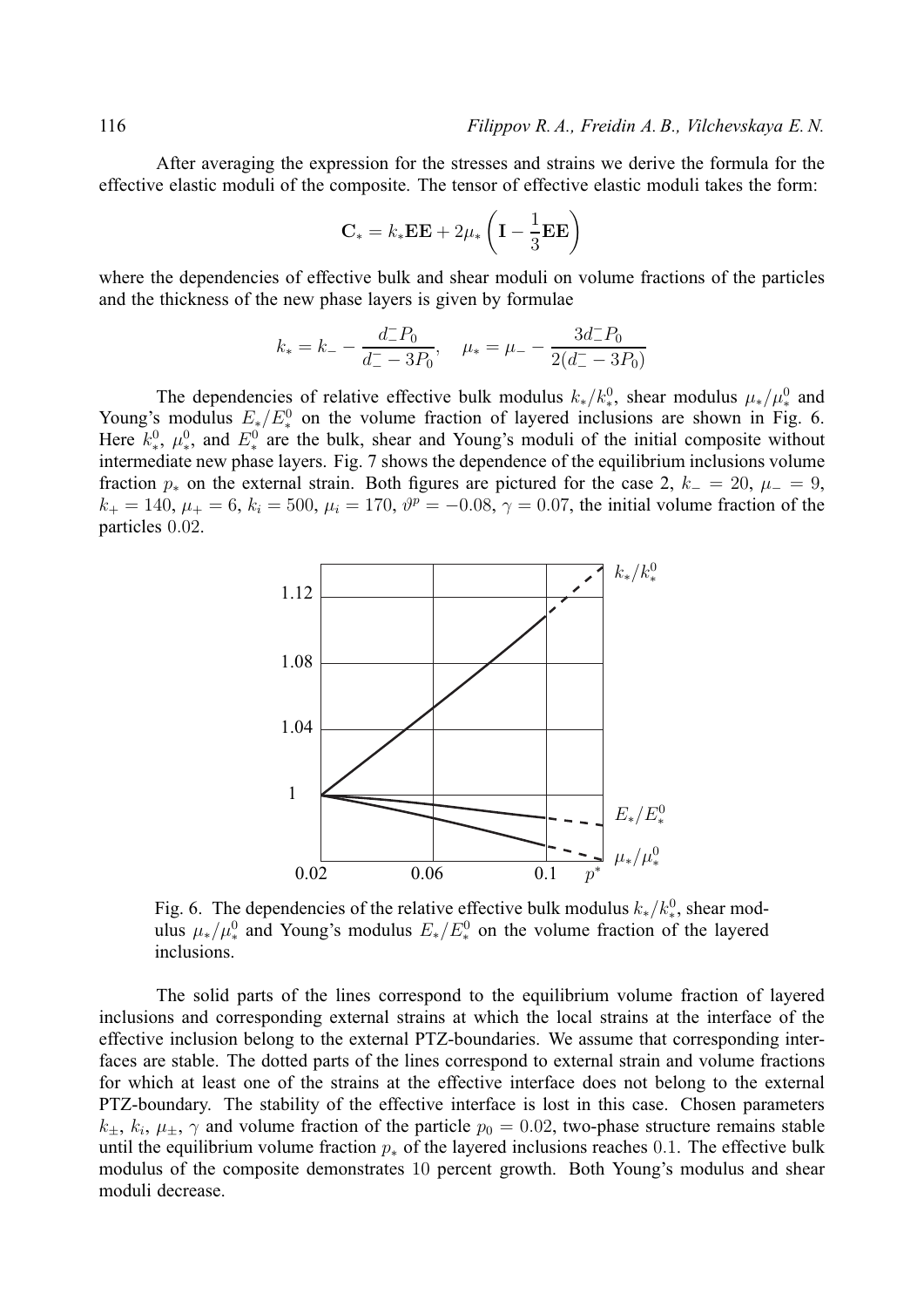After averaging the expression for the stresses and strains we derive the formula for the effective elastic moduli of the composite. The tensor of effective elastic moduli takes the form:

$$\mathbf{C}_* = k_*\mathbf{EE} + 2\mu_* \left(\mathbf{I} - \frac{1}{3}\mathbf{EE}\right)$$

where the dependencies of effective bulk and shear moduli on volume fractions of the particles and the thickness of the new phase layers is given by formulae

$$k_* = k_- - \frac{d_-^- P_0}{d_-^- - 3P_0}, \quad \mu_* = \mu_- - \frac{3d_-^- P_0}{2(d_-^- - 3P_0)}$$

The dependencies of relative effective bulk modulus $k_*/k_*^0$, shear modulus $\mu_*/\mu_*^0$ and Young's modulus $E_*/E_*^0$ on the volume fraction of layered inclusions are shown in Fig. 6. Here $k_*^0$, $\mu_*^0$, and $E_*^0$ are the bulk, shear and Young's moduli of the initial composite without intermediate new phase layers. Fig. 7 shows the dependence of the equilibrium inclusions volume fraction $p_*$ on the external strain. Both figures are pictured for the case 2, $k_- = 20$, $\mu_- = 9$, $k_+ = 140$, $\mu_+ = 6$, $k_i = 500$, $\mu_i = 170$, $\vartheta^p = -0.08$, $\gamma = 0.07$, the initial volume fraction of the particles $0.02$.

Fig. 6. The dependencies of the relative effective bulk modulus $k_*/k_*^0$, shear modulus $\mu_*/\mu_*^0$ and Young's modulus $E_*/E_*^0$ on the volume fraction of the layered inclusions.

The solid parts of the lines correspond to the equilibrium volume fraction of layered inclusions and corresponding external strains at which the local strains at the interface of the effective inclusion belong to the external PTZ-boundaries. We assume that corresponding interfaces are stable. The dotted parts of the lines correspond to external strain and volume fractions for which at least one of the strains at the effective interface does not belong to the external PTZ-boundary. The stability of the effective interface is lost in this case. Chosen parameters $k_\pm$, $k_i$, $\mu_\pm$, $\gamma$ and volume fraction of the particle $p_0 = 0.02$, two-phase structure remains stable until the equilibrium volume fraction $p_*$ of the layered inclusions reaches $0.1$. The effective bulk modulus of the composite demonstrates $10$ percent growth. Both Young's modulus and shear moduli decrease.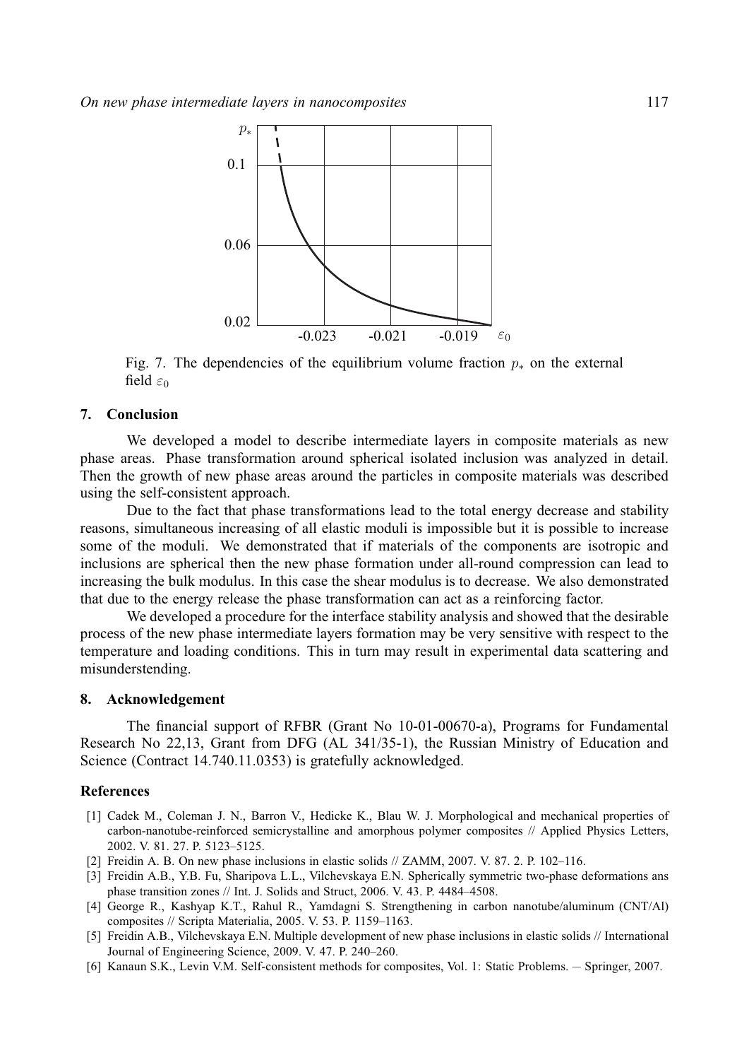Fig. 7. The dependencies of the equilibrium volume fraction $p_*$ on the external field $\varepsilon_0$

## 7. Conclusion

We developed a model to describe intermediate layers in composite materials as new phase areas. Phase transformation around spherical isolated inclusion was analyzed in detail. Then the growth of new phase areas around the particles in composite materials was described using the self-consistent approach.

Due to the fact that phase transformations lead to the total energy decrease and stability reasons, simultaneous increasing of all elastic moduli is impossible but it is possible to increase some of the moduli. We demonstrated that if materials of the components are isotropic and inclusions are spherical then the new phase formation under all-round compression can lead to increasing the bulk modulus. In this case the shear modulus is to decrease. We also demonstrated that due to the energy release the phase transformation can act as a reinforcing factor.

We developed a procedure for the interface stability analysis and showed that the desirable process of the new phase intermediate layers formation may be very sensitive with respect to the temperature and loading conditions. This in turn may result in experimental data scattering and misunderstanding.

## 8. Acknowledgement

The financial support of RFBR (Grant No 10-01-00670-a), Programs for Fundamental Research No 22,13, Grant from DFG (AL 341/35-1), the Russian Ministry of Education and Science (Contract 14.740.11.0353) is gratefully acknowledged.

## References

[1] Cadek M., Coleman J. N., Barron V., Hedicke K., Blau W. J. Morphological and mechanical properties of carbon-nanotube-reinforced semicrystalline and amorphous polymer composites // Applied Physics Letters, 2002. V. 81. 27. P. 5123–5125.

[2] Freidin A. B. On new phase inclusions in elastic solids // ZAMM, 2007. V. 87. 2. P. 102–116.

[3] Freidin A.B., Y.B. Fu, Sharipova L.L., Vilchevskaya E.N. Spherically symmetric two-phase deformations ans phase transition zones // Int. J. Solids and Struct, 2006. V. 43. P. 4484–4508.

[4] George R., Kashyap K.T., Rahul R., Yamdagni S. Strengthening in carbon nanotube/aluminum (CNT/Al) composites // Scripta Materialia, 2005. V. 53. P. 1159–1163.

[5] Freidin A.B., Vilchevskaya E.N. Multiple development of new phase inclusions in elastic solids // International Journal of Engineering Science, 2009. V. 47. P. 240–260.

[6] Kanaun S.K., Levin V.M. Self-consistent methods for composites, Vol. 1: Static Problems. – Springer, 2007.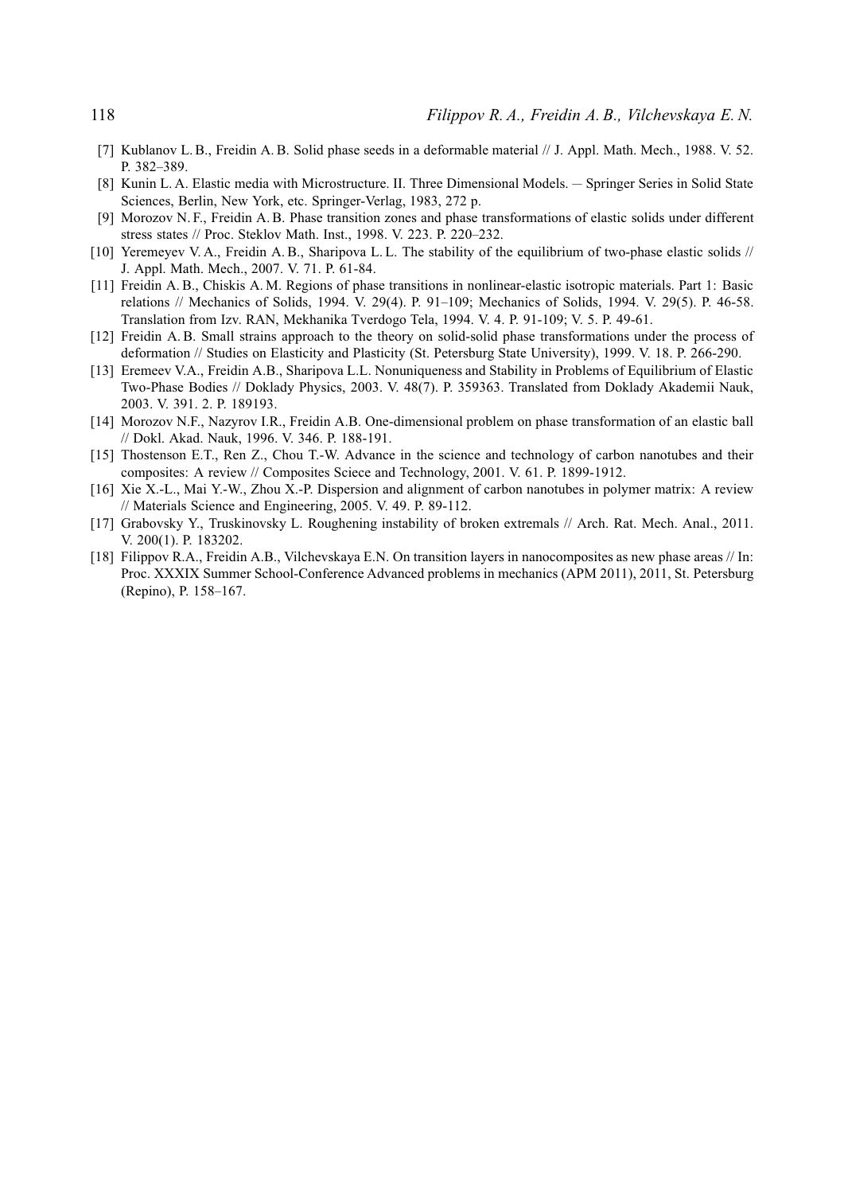[7] Kublanov L. B., Freidin A. B. Solid phase seeds in a deformable material // J. Appl. Math. Mech., 1988. V. 52. P. 382–389.

[8] Kunin L. A. Elastic media with Microstructure. II. Three Dimensional Models. — Springer Series in Solid State Sciences, Berlin, New York, etc. Springer-Verlag, 1983, 272 p.

[9] Morozov N. F., Freidin A. B. Phase transition zones and phase transformations of elastic solids under different stress states // Proc. Steklov Math. Inst., 1998. V. 223. P. 220–232.

[10] Yeremeyev V. A., Freidin A. B., Sharipova L. L. The stability of the equilibrium of two-phase elastic solids // J. Appl. Math. Mech., 2007. V. 71. P. 61-84.

[11] Freidin A. B., Chiskis A. M. Regions of phase transitions in nonlinear-elastic isotropic materials. Part 1: Basic relations // Mechanics of Solids, 1994. V. 29(4). P. 91–109; Mechanics of Solids, 1994. V. 29(5). P. 46-58. Translation from Izv. RAN, Mekhanika Tverdogo Tela, 1994. V. 4. P. 91-109; V. 5. P. 49-61.

[12] Freidin A. B. Small strains approach to the theory on solid-solid phase transformations under the process of deformation // Studies on Elasticity and Plasticity (St. Petersburg State University), 1999. V. 18. P. 266-290.

[13] Eremeev V.A., Freidin A.B., Sharipova L.L. Nonuniqueness and Stability in Problems of Equilibrium of Elastic Two-Phase Bodies // Doklady Physics, 2003. V. 48(7). P. 359363. Translated from Doklady Akademii Nauk, 2003. V. 391. 2. P. 189193.

[14] Morozov N.F., Nazyrov I.R., Freidin A.B. One-dimensional problem on phase transformation of an elastic ball // Dokl. Akad. Nauk, 1996. V. 346. P. 188-191.

[15] Thostenson E.T., Ren Z., Chou T.-W. Advance in the science and technology of carbon nanotubes and their composites: A review // Composites Sciece and Technology, 2001. V. 61. P. 1899-1912.

[16] Xie X.-L., Mai Y.-W., Zhou X.-P. Dispersion and alignment of carbon nanotubes in polymer matrix: A review // Materials Science and Engineering, 2005. V. 49. P. 89-112.

[17] Grabovsky Y., Truskinovsky L. Roughening instability of broken extremals // Arch. Rat. Mech. Anal., 2011. V. 200(1). P. 183202.

[18] Filippov R.A., Freidin A.B., Vilchevskaya E.N. On transition layers in nanocomposites as new phase areas // In: Proc. XXXIX Summer School-Conference Advanced problems in mechanics (APM 2011), 2011, St. Petersburg (Repino), P. 158–167.